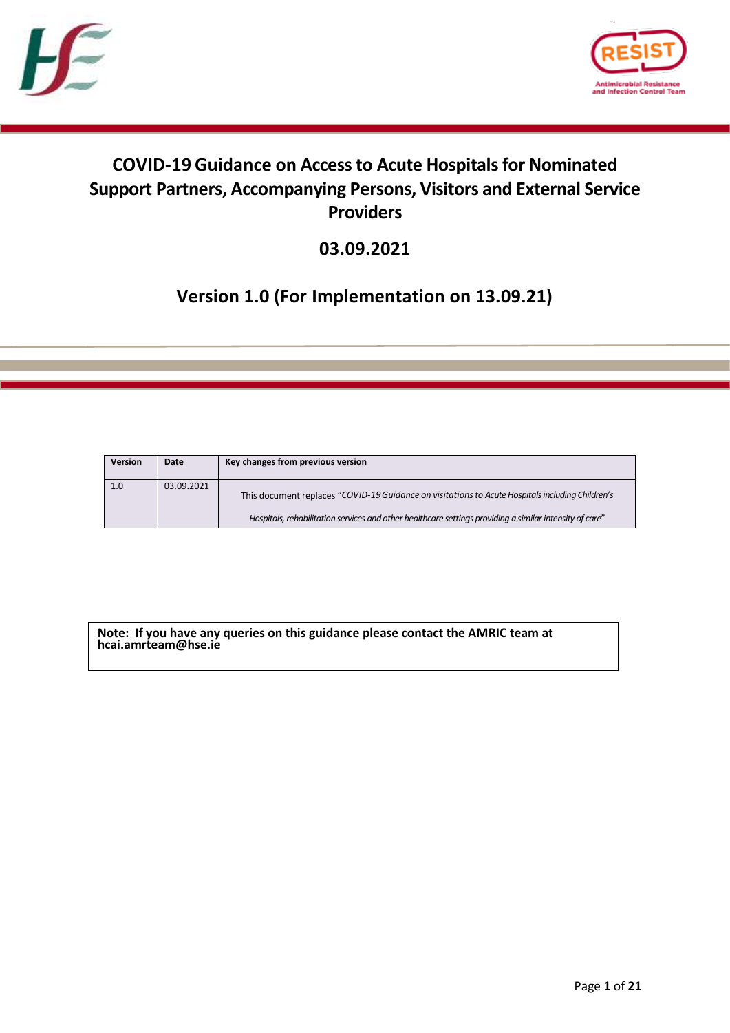# COVID-19 Guidance on Access to Acute Hospitals for Nominated Support Partners, Accompanying Persons, Visitors and External Service Providers

## 03.09.2021

## Version 1.0 (For Implementation on 13.09.21)

| Version | Date | Key changes from previous version |
|---|---|---|
| 1.0 | 03.09.2021 | This document replaces "*COVID-19 Guidance on visitations to Acute Hospitals including Children's Hospitals, rehabilitation services and other healthcare settings providing a similar intensity of care*" |

**Note: If you have any queries on this guidance please contact the AMRIC team at hcai.amrteam@hse.ie**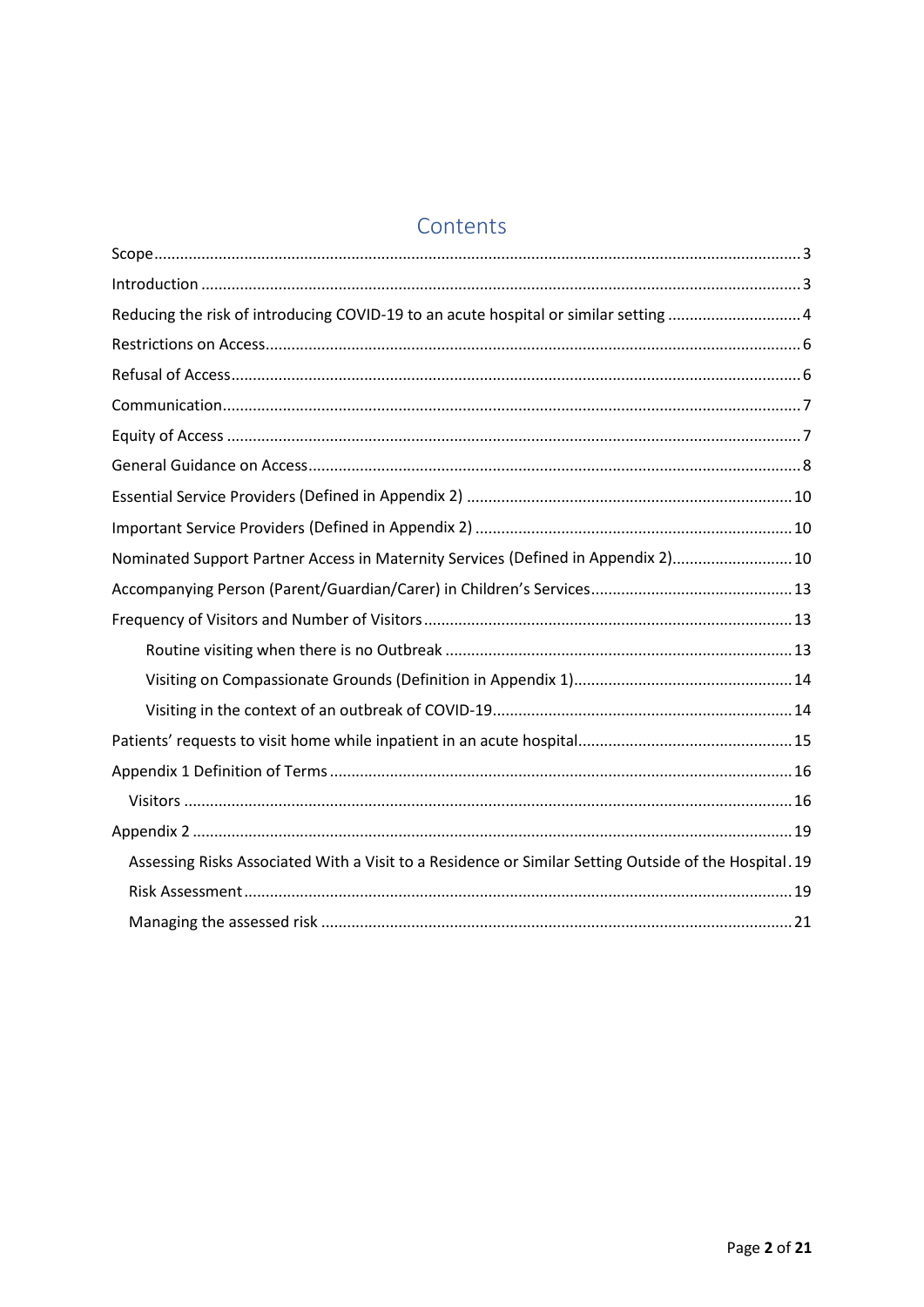# Contents

Scope ..... 3

Introduction ..... 3

Reducing the risk of introducing COVID-19 to an acute hospital or similar setting ..... 4

Restrictions on Access ..... 6

Refusal of Access ..... 6

Communication ..... 7

Equity of Access ..... 7

General Guidance on Access ..... 8

Essential Service Providers (Defined in Appendix 2) ..... 10

Important Service Providers (Defined in Appendix 2) ..... 10

Nominated Support Partner Access in Maternity Services (Defined in Appendix 2) ..... 10

Accompanying Person (Parent/Guardian/Carer) in Children's Services ..... 13

Frequency of Visitors and Number of Visitors ..... 13

- Routine visiting when there is no Outbreak ..... 13
- Visiting on Compassionate Grounds (Definition in Appendix 1) ..... 14
- Visiting in the context of an outbreak of COVID-19 ..... 14

Patients' requests to visit home while inpatient in an acute hospital ..... 15

Appendix 1 Definition of Terms ..... 16

- Visitors ..... 16

Appendix 2 ..... 19

- Assessing Risks Associated With a Visit to a Residence or Similar Setting Outside of the Hospital ..... 19
- Risk Assessment ..... 19
- Managing the assessed risk ..... 21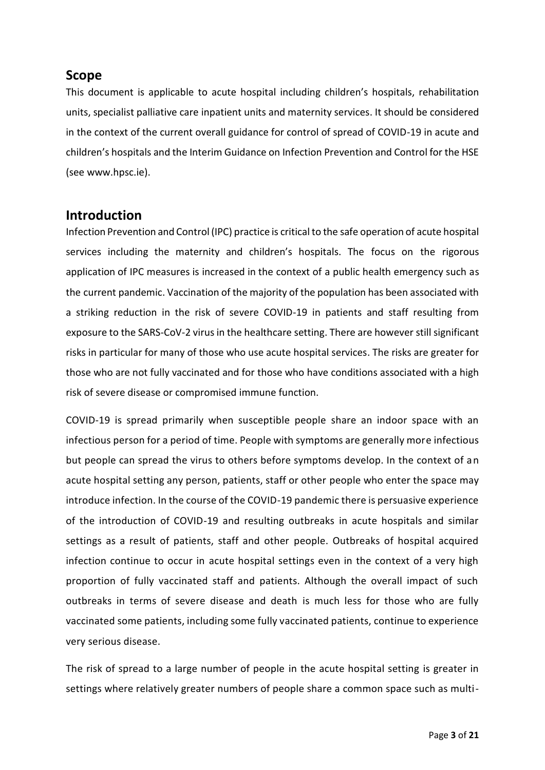## Scope

This document is applicable to acute hospital including children's hospitals, rehabilitation units, specialist palliative care inpatient units and maternity services. It should be considered in the context of the current overall guidance for control of spread of COVID-19 in acute and children's hospitals and the Interim Guidance on Infection Prevention and Control for the HSE (see www.hpsc.ie).

## Introduction

Infection Prevention and Control (IPC) practice is critical to the safe operation of acute hospital services including the maternity and children's hospitals. The focus on the rigorous application of IPC measures is increased in the context of a public health emergency such as the current pandemic. Vaccination of the majority of the population has been associated with a striking reduction in the risk of severe COVID-19 in patients and staff resulting from exposure to the SARS-CoV-2 virus in the healthcare setting. There are however still significant risks in particular for many of those who use acute hospital services. The risks are greater for those who are not fully vaccinated and for those who have conditions associated with a high risk of severe disease or compromised immune function.

COVID-19 is spread primarily when susceptible people share an indoor space with an infectious person for a period of time. People with symptoms are generally more infectious but people can spread the virus to others before symptoms develop. In the context of an acute hospital setting any person, patients, staff or other people who enter the space may introduce infection. In the course of the COVID-19 pandemic there is persuasive experience of the introduction of COVID-19 and resulting outbreaks in acute hospitals and similar settings as a result of patients, staff and other people. Outbreaks of hospital acquired infection continue to occur in acute hospital settings even in the context of a very high proportion of fully vaccinated staff and patients. Although the overall impact of such outbreaks in terms of severe disease and death is much less for those who are fully vaccinated some patients, including some fully vaccinated patients, continue to experience very serious disease.

The risk of spread to a large number of people in the acute hospital setting is greater in settings where relatively greater numbers of people share a common space such as multi-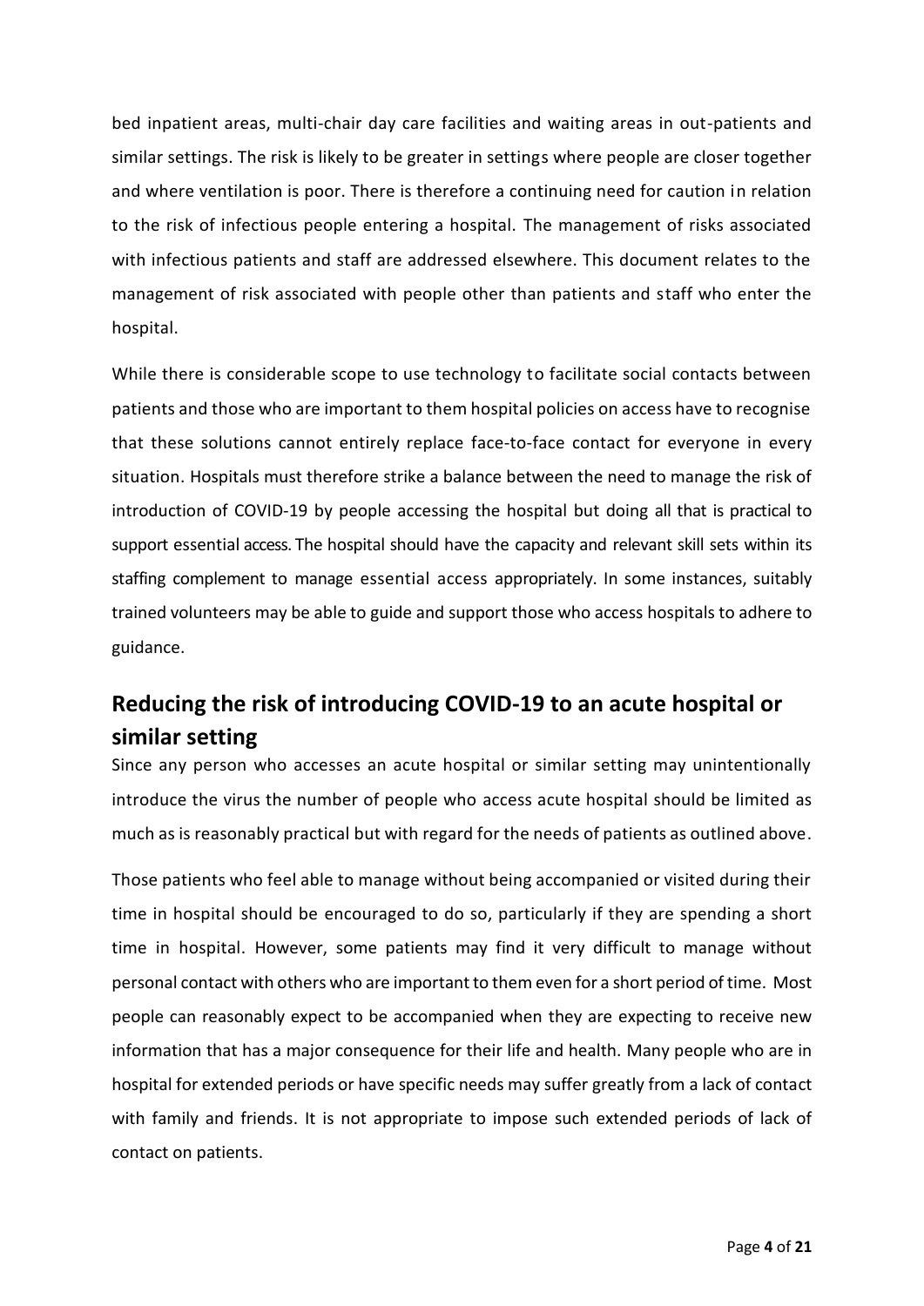bed inpatient areas, multi-chair day care facilities and waiting areas in out-patients and similar settings. The risk is likely to be greater in settings where people are closer together and where ventilation is poor. There is therefore a continuing need for caution in relation to the risk of infectious people entering a hospital. The management of risks associated with infectious patients and staff are addressed elsewhere. This document relates to the management of risk associated with people other than patients and staff who enter the hospital.

While there is considerable scope to use technology to facilitate social contacts between patients and those who are important to them hospital policies on access have to recognise that these solutions cannot entirely replace face-to-face contact for everyone in every situation. Hospitals must therefore strike a balance between the need to manage the risk of introduction of COVID-19 by people accessing the hospital but doing all that is practical to support essential access. The hospital should have the capacity and relevant skill sets within its staffing complement to manage essential access appropriately. In some instances, suitably trained volunteers may be able to guide and support those who access hospitals to adhere to guidance.

## Reducing the risk of introducing COVID-19 to an acute hospital or similar setting

Since any person who accesses an acute hospital or similar setting may unintentionally introduce the virus the number of people who access acute hospital should be limited as much as is reasonably practical but with regard for the needs of patients as outlined above.

Those patients who feel able to manage without being accompanied or visited during their time in hospital should be encouraged to do so, particularly if they are spending a short time in hospital. However, some patients may find it very difficult to manage without personal contact with others who are important to them even for a short period of time. Most people can reasonably expect to be accompanied when they are expecting to receive new information that has a major consequence for their life and health. Many people who are in hospital for extended periods or have specific needs may suffer greatly from a lack of contact with family and friends. It is not appropriate to impose such extended periods of lack of contact on patients.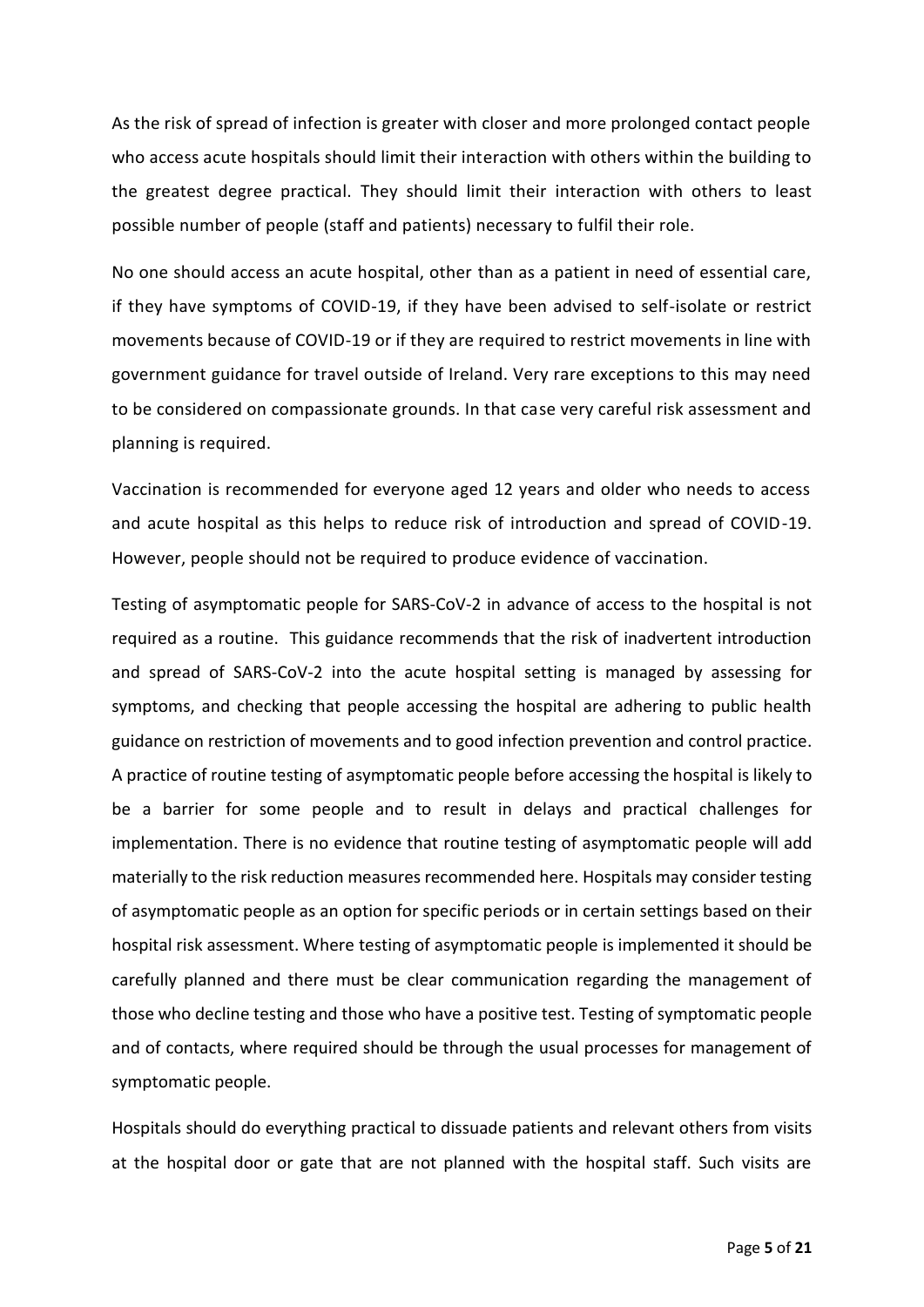As the risk of spread of infection is greater with closer and more prolonged contact people who access acute hospitals should limit their interaction with others within the building to the greatest degree practical. They should limit their interaction with others to least possible number of people (staff and patients) necessary to fulfil their role.

No one should access an acute hospital, other than as a patient in need of essential care, if they have symptoms of COVID-19, if they have been advised to self-isolate or restrict movements because of COVID-19 or if they are required to restrict movements in line with government guidance for travel outside of Ireland. Very rare exceptions to this may need to be considered on compassionate grounds. In that case very careful risk assessment and planning is required.

Vaccination is recommended for everyone aged 12 years and older who needs to access and acute hospital as this helps to reduce risk of introduction and spread of COVID-19. However, people should not be required to produce evidence of vaccination.

Testing of asymptomatic people for SARS-CoV-2 in advance of access to the hospital is not required as a routine. This guidance recommends that the risk of inadvertent introduction and spread of SARS-CoV-2 into the acute hospital setting is managed by assessing for symptoms, and checking that people accessing the hospital are adhering to public health guidance on restriction of movements and to good infection prevention and control practice. A practice of routine testing of asymptomatic people before accessing the hospital is likely to be a barrier for some people and to result in delays and practical challenges for implementation. There is no evidence that routine testing of asymptomatic people will add materially to the risk reduction measures recommended here. Hospitals may consider testing of asymptomatic people as an option for specific periods or in certain settings based on their hospital risk assessment. Where testing of asymptomatic people is implemented it should be carefully planned and there must be clear communication regarding the management of those who decline testing and those who have a positive test. Testing of symptomatic people and of contacts, where required should be through the usual processes for management of symptomatic people.

Hospitals should do everything practical to dissuade patients and relevant others from visits at the hospital door or gate that are not planned with the hospital staff. Such visits are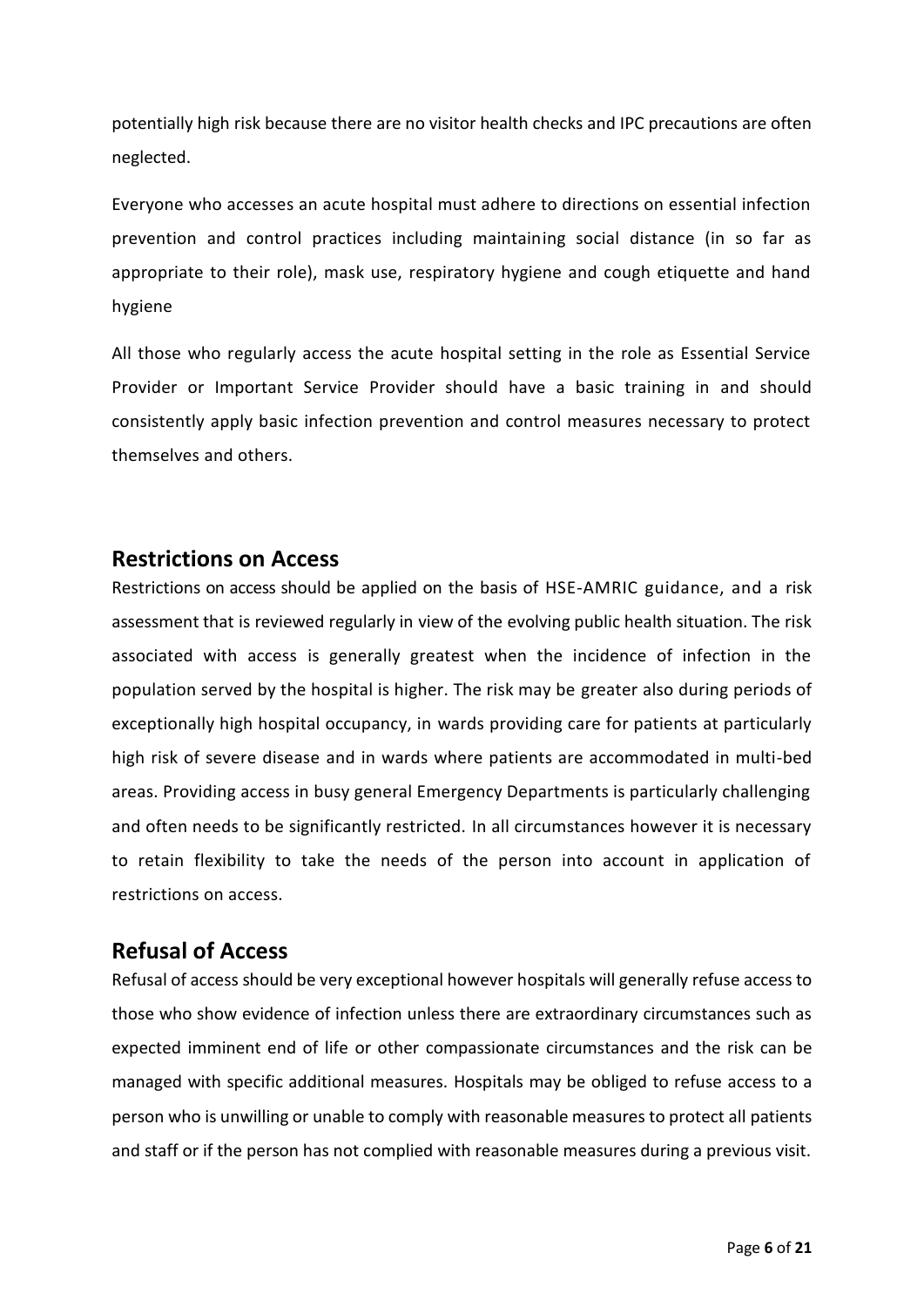potentially high risk because there are no visitor health checks and IPC precautions are often neglected.

Everyone who accesses an acute hospital must adhere to directions on essential infection prevention and control practices including maintaining social distance (in so far as appropriate to their role), mask use, respiratory hygiene and cough etiquette and hand hygiene

All those who regularly access the acute hospital setting in the role as Essential Service Provider or Important Service Provider should have a basic training in and should consistently apply basic infection prevention and control measures necessary to protect themselves and others.

## Restrictions on Access

Restrictions on access should be applied on the basis of HSE-AMRIC guidance, and a risk assessment that is reviewed regularly in view of the evolving public health situation. The risk associated with access is generally greatest when the incidence of infection in the population served by the hospital is higher. The risk may be greater also during periods of exceptionally high hospital occupancy, in wards providing care for patients at particularly high risk of severe disease and in wards where patients are accommodated in multi-bed areas. Providing access in busy general Emergency Departments is particularly challenging and often needs to be significantly restricted. In all circumstances however it is necessary to retain flexibility to take the needs of the person into account in application of restrictions on access.

## Refusal of Access

Refusal of access should be very exceptional however hospitals will generally refuse access to those who show evidence of infection unless there are extraordinary circumstances such as expected imminent end of life or other compassionate circumstances and the risk can be managed with specific additional measures. Hospitals may be obliged to refuse access to a person who is unwilling or unable to comply with reasonable measures to protect all patients and staff or if the person has not complied with reasonable measures during a previous visit.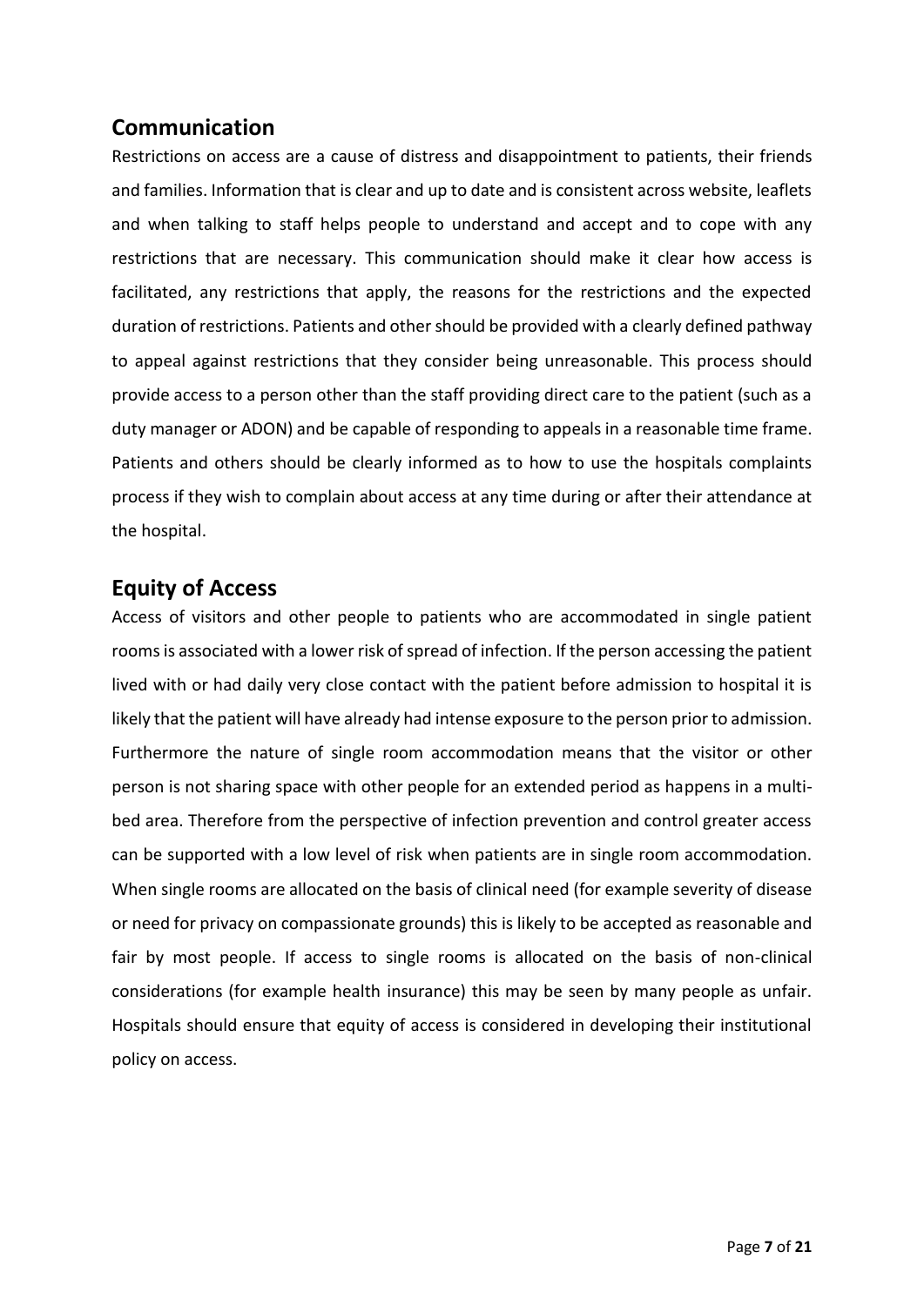## Communication

Restrictions on access are a cause of distress and disappointment to patients, their friends and families. Information that is clear and up to date and is consistent across website, leaflets and when talking to staff helps people to understand and accept and to cope with any restrictions that are necessary. This communication should make it clear how access is facilitated, any restrictions that apply, the reasons for the restrictions and the expected duration of restrictions. Patients and other should be provided with a clearly defined pathway to appeal against restrictions that they consider being unreasonable. This process should provide access to a person other than the staff providing direct care to the patient (such as a duty manager or ADON) and be capable of responding to appeals in a reasonable time frame. Patients and others should be clearly informed as to how to use the hospitals complaints process if they wish to complain about access at any time during or after their attendance at the hospital.

## Equity of Access

Access of visitors and other people to patients who are accommodated in single patient rooms is associated with a lower risk of spread of infection. If the person accessing the patient lived with or had daily very close contact with the patient before admission to hospital it is likely that the patient will have already had intense exposure to the person prior to admission. Furthermore the nature of single room accommodation means that the visitor or other person is not sharing space with other people for an extended period as happens in a multi-bed area. Therefore from the perspective of infection prevention and control greater access can be supported with a low level of risk when patients are in single room accommodation. When single rooms are allocated on the basis of clinical need (for example severity of disease or need for privacy on compassionate grounds) this is likely to be accepted as reasonable and fair by most people. If access to single rooms is allocated on the basis of non-clinical considerations (for example health insurance) this may be seen by many people as unfair. Hospitals should ensure that equity of access is considered in developing their institutional policy on access.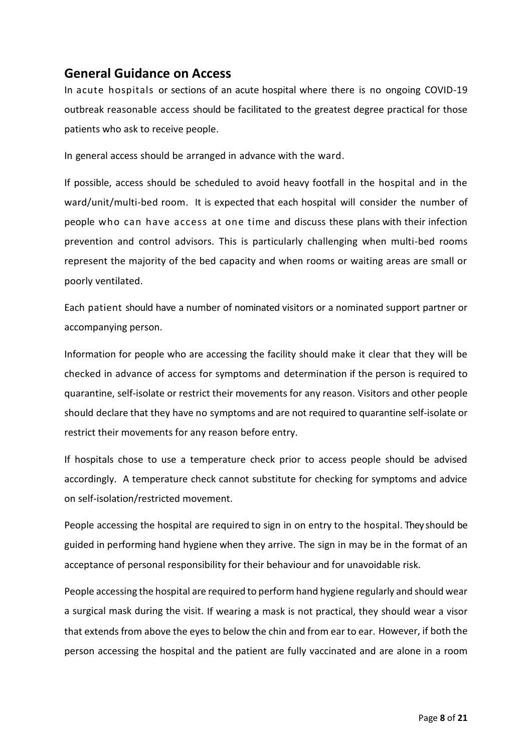## General Guidance on Access

In acute hospitals or sections of an acute hospital where there is no ongoing COVID-19 outbreak reasonable access should be facilitated to the greatest degree practical for those patients who ask to receive people.

In general access should be arranged in advance with the ward.

If possible, access should be scheduled to avoid heavy footfall in the hospital and in the ward/unit/multi-bed room. It is expected that each hospital will consider the number of people who can have access at one time and discuss these plans with their infection prevention and control advisors. This is particularly challenging when multi-bed rooms represent the majority of the bed capacity and when rooms or waiting areas are small or poorly ventilated.

Each patient should have a number of nominated visitors or a nominated support partner or accompanying person.

Information for people who are accessing the facility should make it clear that they will be checked in advance of access for symptoms and determination if the person is required to quarantine, self-isolate or restrict their movements for any reason. Visitors and other people should declare that they have no symptoms and are not required to quarantine self-isolate or restrict their movements for any reason before entry.

If hospitals chose to use a temperature check prior to access people should be advised accordingly. A temperature check cannot substitute for checking for symptoms and advice on self-isolation/restricted movement.

People accessing the hospital are required to sign in on entry to the hospital. They should be guided in performing hand hygiene when they arrive. The sign in may be in the format of an acceptance of personal responsibility for their behaviour and for unavoidable risk.

People accessing the hospital are required to perform hand hygiene regularly and should wear a surgical mask during the visit. If wearing a mask is not practical, they should wear a visor that extends from above the eyes to below the chin and from ear to ear. However, if both the person accessing the hospital and the patient are fully vaccinated and are alone in a room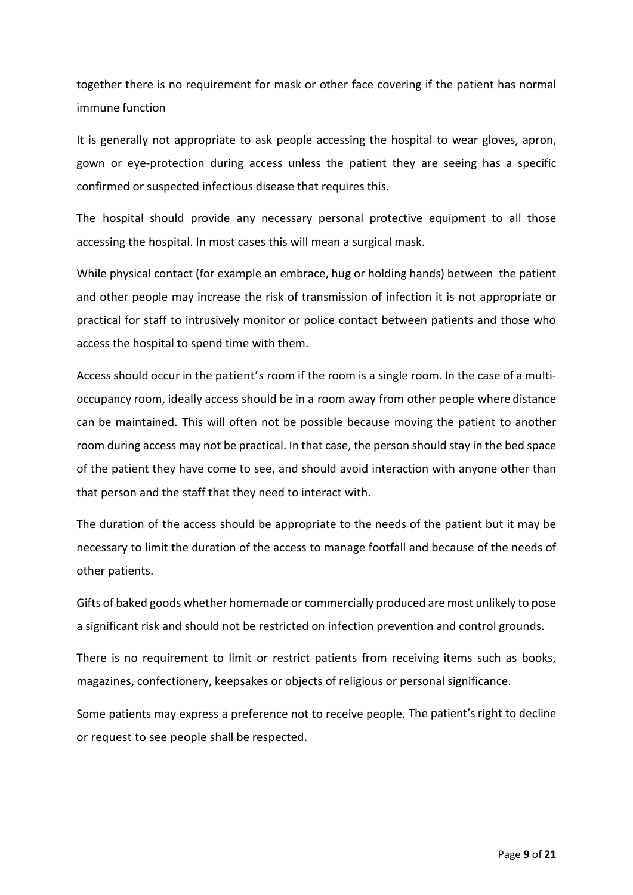together there is no requirement for mask or other face covering if the patient has normal immune function

It is generally not appropriate to ask people accessing the hospital to wear gloves, apron, gown or eye-protection during access unless the patient they are seeing has a specific confirmed or suspected infectious disease that requires this.

The hospital should provide any necessary personal protective equipment to all those accessing the hospital. In most cases this will mean a surgical mask.

While physical contact (for example an embrace, hug or holding hands) between the patient and other people may increase the risk of transmission of infection it is not appropriate or practical for staff to intrusively monitor or police contact between patients and those who access the hospital to spend time with them.

Access should occur in the patient's room if the room is a single room. In the case of a multi-occupancy room, ideally access should be in a room away from other people where distance can be maintained. This will often not be possible because moving the patient to another room during access may not be practical. In that case, the person should stay in the bed space of the patient they have come to see, and should avoid interaction with anyone other than that person and the staff that they need to interact with.

The duration of the access should be appropriate to the needs of the patient but it may be necessary to limit the duration of the access to manage footfall and because of the needs of other patients.

Gifts of baked goods whether homemade or commercially produced are most unlikely to pose a significant risk and should not be restricted on infection prevention and control grounds.

There is no requirement to limit or restrict patients from receiving items such as books, magazines, confectionery, keepsakes or objects of religious or personal significance.

Some patients may express a preference not to receive people. The patient's right to decline or request to see people shall be respected.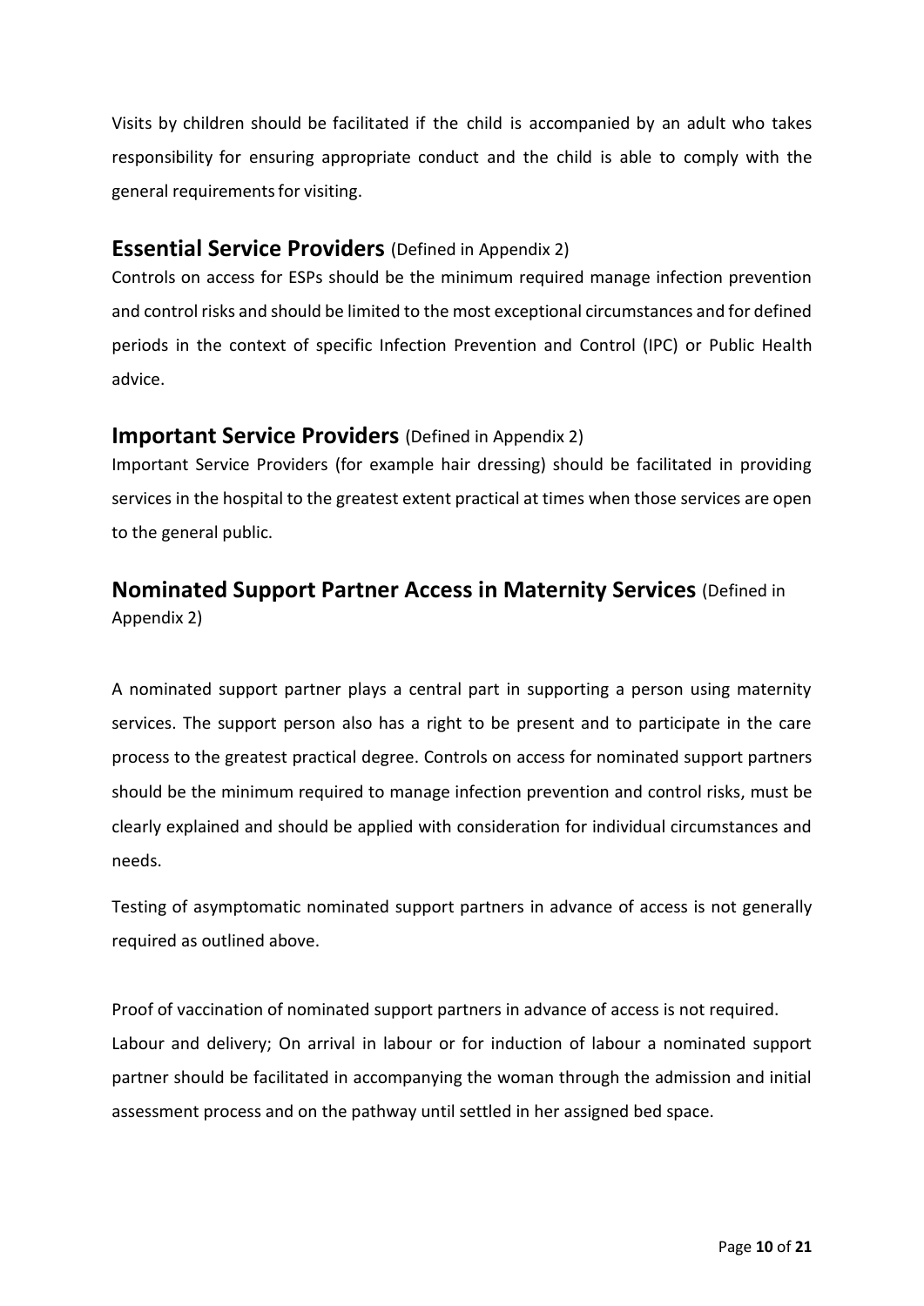Visits by children should be facilitated if the child is accompanied by an adult who takes responsibility for ensuring appropriate conduct and the child is able to comply with the general requirements for visiting.

## Essential Service Providers (Defined in Appendix 2)

Controls on access for ESPs should be the minimum required manage infection prevention and control risks and should be limited to the most exceptional circumstances and for defined periods in the context of specific Infection Prevention and Control (IPC) or Public Health advice.

## Important Service Providers (Defined in Appendix 2)

Important Service Providers (for example hair dressing) should be facilitated in providing services in the hospital to the greatest extent practical at times when those services are open to the general public.

## Nominated Support Partner Access in Maternity Services (Defined in Appendix 2)

A nominated support partner plays a central part in supporting a person using maternity services. The support person also has a right to be present and to participate in the care process to the greatest practical degree. Controls on access for nominated support partners should be the minimum required to manage infection prevention and control risks, must be clearly explained and should be applied with consideration for individual circumstances and needs.

Testing of asymptomatic nominated support partners in advance of access is not generally required as outlined above.

Proof of vaccination of nominated support partners in advance of access is not required.
Labour and delivery; On arrival in labour or for induction of labour a nominated support partner should be facilitated in accompanying the woman through the admission and initial assessment process and on the pathway until settled in her assigned bed space.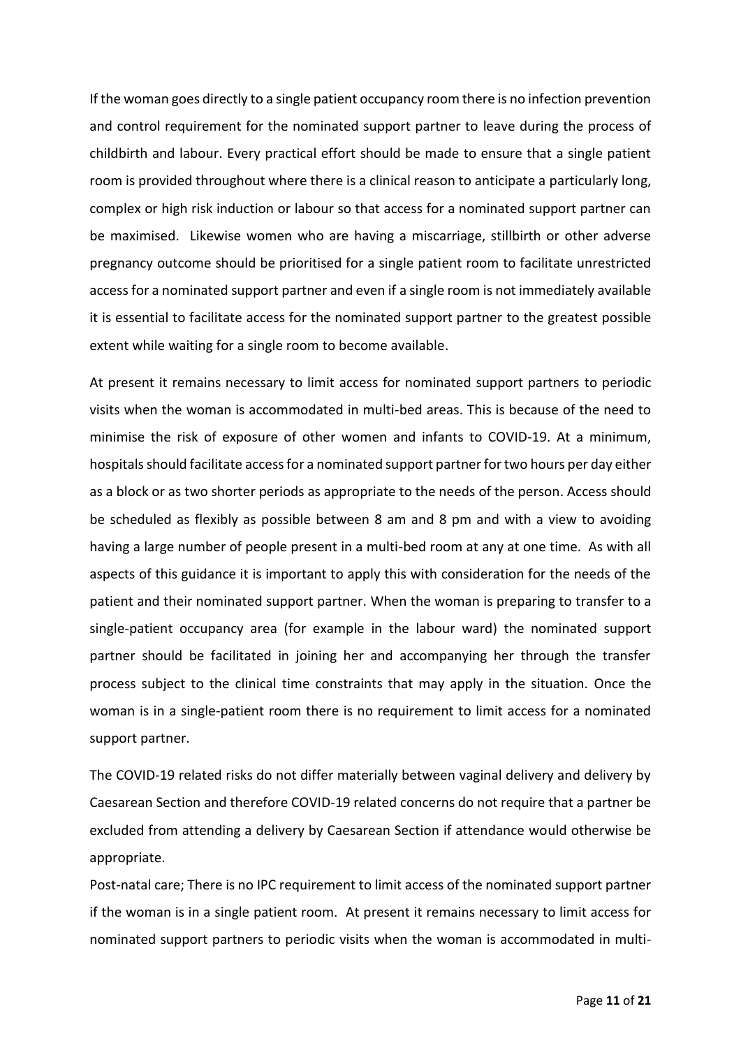If the woman goes directly to a single patient occupancy room there is no infection prevention and control requirement for the nominated support partner to leave during the process of childbirth and labour. Every practical effort should be made to ensure that a single patient room is provided throughout where there is a clinical reason to anticipate a particularly long, complex or high risk induction or labour so that access for a nominated support partner can be maximised. Likewise women who are having a miscarriage, stillbirth or other adverse pregnancy outcome should be prioritised for a single patient room to facilitate unrestricted access for a nominated support partner and even if a single room is not immediately available it is essential to facilitate access for the nominated support partner to the greatest possible extent while waiting for a single room to become available.

At present it remains necessary to limit access for nominated support partners to periodic visits when the woman is accommodated in multi-bed areas. This is because of the need to minimise the risk of exposure of other women and infants to COVID-19. At a minimum, hospitals should facilitate access for a nominated support partner for two hours per day either as a block or as two shorter periods as appropriate to the needs of the person. Access should be scheduled as flexibly as possible between 8 am and 8 pm and with a view to avoiding having a large number of people present in a multi-bed room at any at one time. As with all aspects of this guidance it is important to apply this with consideration for the needs of the patient and their nominated support partner. When the woman is preparing to transfer to a single-patient occupancy area (for example in the labour ward) the nominated support partner should be facilitated in joining her and accompanying her through the transfer process subject to the clinical time constraints that may apply in the situation. Once the woman is in a single-patient room there is no requirement to limit access for a nominated support partner.

The COVID-19 related risks do not differ materially between vaginal delivery and delivery by Caesarean Section and therefore COVID-19 related concerns do not require that a partner be excluded from attending a delivery by Caesarean Section if attendance would otherwise be appropriate.

Post-natal care; There is no IPC requirement to limit access of the nominated support partner if the woman is in a single patient room. At present it remains necessary to limit access for nominated support partners to periodic visits when the woman is accommodated in multi-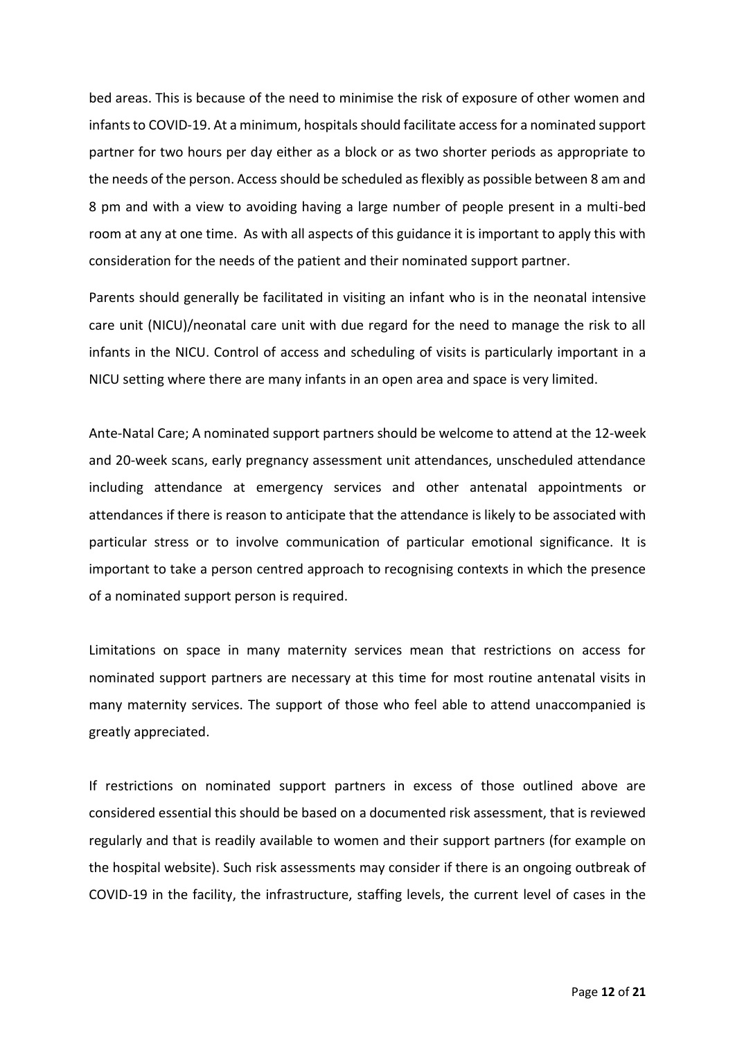bed areas. This is because of the need to minimise the risk of exposure of other women and infants to COVID-19. At a minimum, hospitals should facilitate access for a nominated support partner for two hours per day either as a block or as two shorter periods as appropriate to the needs of the person. Access should be scheduled as flexibly as possible between 8 am and 8 pm and with a view to avoiding having a large number of people present in a multi-bed room at any at one time. As with all aspects of this guidance it is important to apply this with consideration for the needs of the patient and their nominated support partner.

Parents should generally be facilitated in visiting an infant who is in the neonatal intensive care unit (NICU)/neonatal care unit with due regard for the need to manage the risk to all infants in the NICU. Control of access and scheduling of visits is particularly important in a NICU setting where there are many infants in an open area and space is very limited.

Ante-Natal Care; A nominated support partners should be welcome to attend at the 12-week and 20-week scans, early pregnancy assessment unit attendances, unscheduled attendance including attendance at emergency services and other antenatal appointments or attendances if there is reason to anticipate that the attendance is likely to be associated with particular stress or to involve communication of particular emotional significance. It is important to take a person centred approach to recognising contexts in which the presence of a nominated support person is required.

Limitations on space in many maternity services mean that restrictions on access for nominated support partners are necessary at this time for most routine antenatal visits in many maternity services. The support of those who feel able to attend unaccompanied is greatly appreciated.

If restrictions on nominated support partners in excess of those outlined above are considered essential this should be based on a documented risk assessment, that is reviewed regularly and that is readily available to women and their support partners (for example on the hospital website). Such risk assessments may consider if there is an ongoing outbreak of COVID-19 in the facility, the infrastructure, staffing levels, the current level of cases in the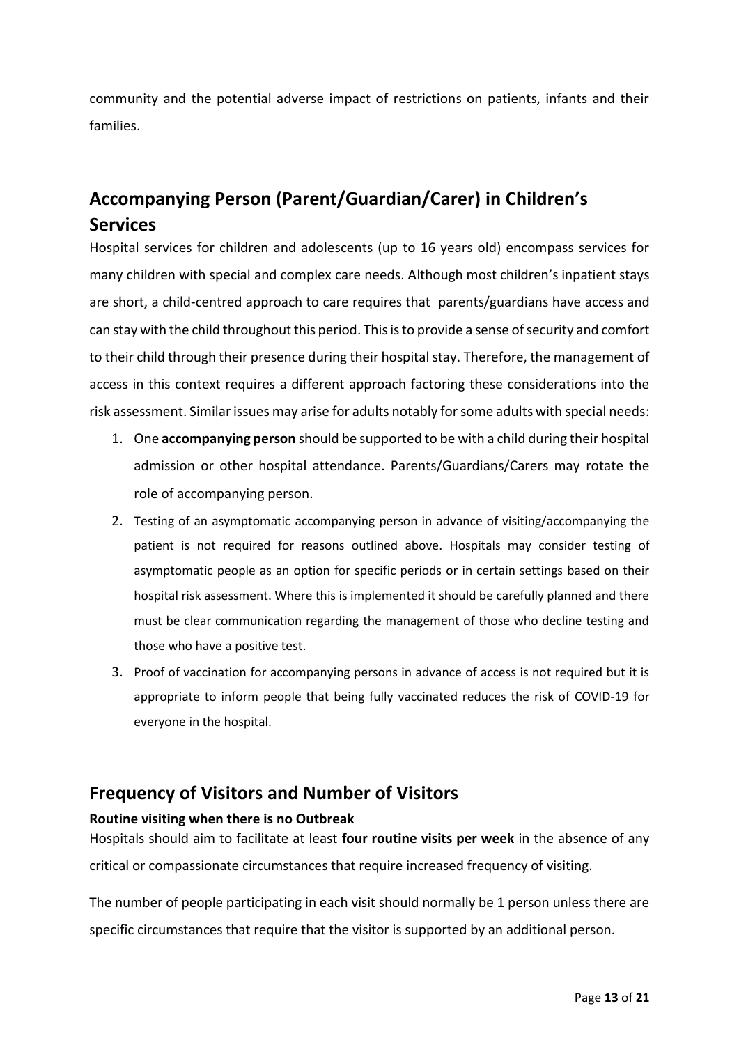community and the potential adverse impact of restrictions on patients, infants and their families.

## Accompanying Person (Parent/Guardian/Carer) in Children's Services

Hospital services for children and adolescents (up to 16 years old) encompass services for many children with special and complex care needs. Although most children's inpatient stays are short, a child-centred approach to care requires that parents/guardians have access and can stay with the child throughout this period. This is to provide a sense of security and comfort to their child through their presence during their hospital stay. Therefore, the management of access in this context requires a different approach factoring these considerations into the risk assessment. Similar issues may arise for adults notably for some adults with special needs:

1. One **accompanying person** should be supported to be with a child during their hospital admission or other hospital attendance. Parents/Guardians/Carers may rotate the role of accompanying person.
2. Testing of an asymptomatic accompanying person in advance of visiting/accompanying the patient is not required for reasons outlined above. Hospitals may consider testing of asymptomatic people as an option for specific periods or in certain settings based on their hospital risk assessment. Where this is implemented it should be carefully planned and there must be clear communication regarding the management of those who decline testing and those who have a positive test.
3. Proof of vaccination for accompanying persons in advance of access is not required but it is appropriate to inform people that being fully vaccinated reduces the risk of COVID-19 for everyone in the hospital.

## Frequency of Visitors and Number of Visitors

**Routine visiting when there is no Outbreak**

Hospitals should aim to facilitate at least **four routine visits per week** in the absence of any critical or compassionate circumstances that require increased frequency of visiting.

The number of people participating in each visit should normally be 1 person unless there are specific circumstances that require that the visitor is supported by an additional person.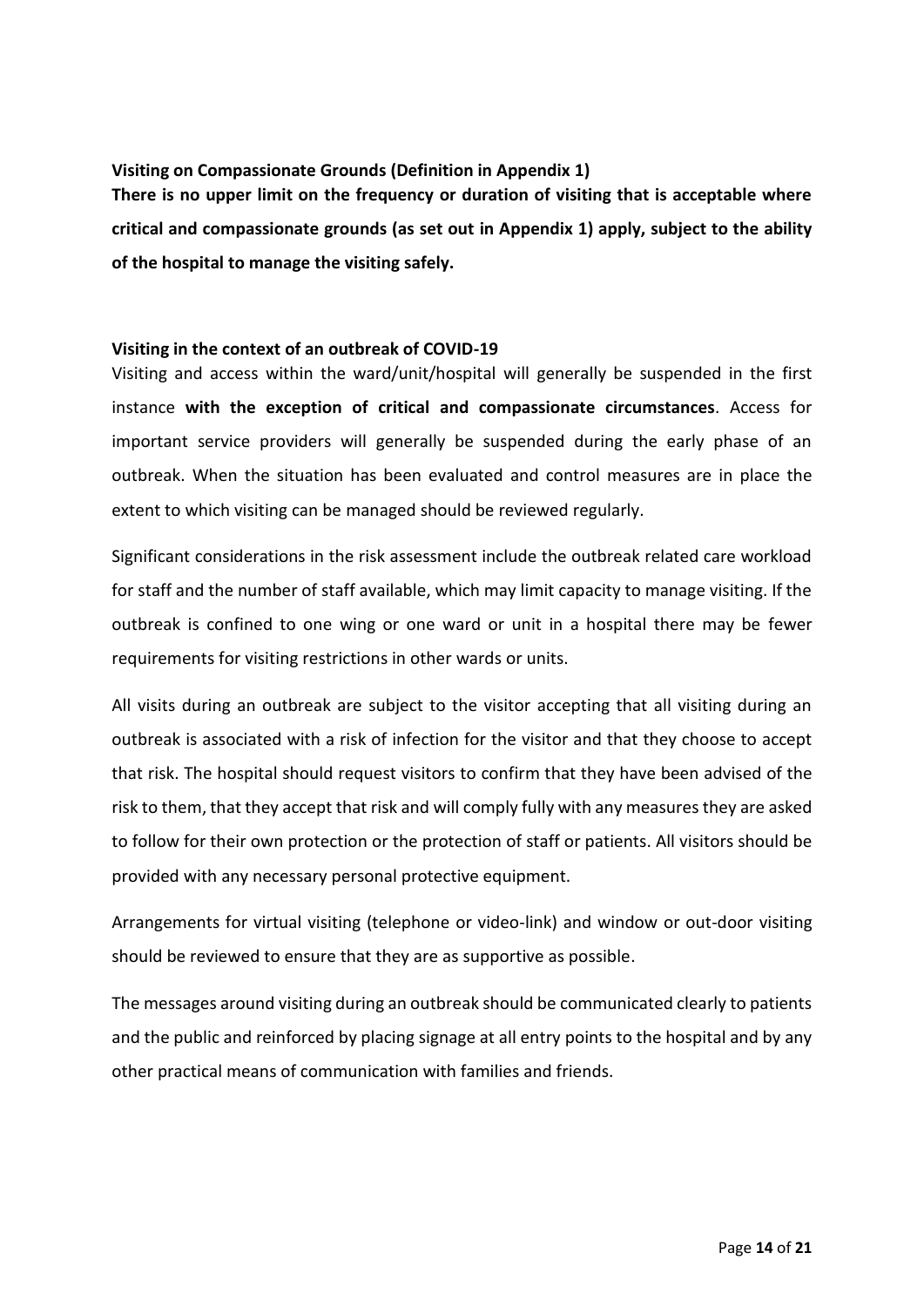**Visiting on Compassionate Grounds (Definition in Appendix 1)**

**There is no upper limit on the frequency or duration of visiting that is acceptable where critical and compassionate grounds (as set out in Appendix 1) apply, subject to the ability of the hospital to manage the visiting safely.**

**Visiting in the context of an outbreak of COVID-19**

Visiting and access within the ward/unit/hospital will generally be suspended in the first instance **with the exception of critical and compassionate circumstances**. Access for important service providers will generally be suspended during the early phase of an outbreak. When the situation has been evaluated and control measures are in place the extent to which visiting can be managed should be reviewed regularly.

Significant considerations in the risk assessment include the outbreak related care workload for staff and the number of staff available, which may limit capacity to manage visiting. If the outbreak is confined to one wing or one ward or unit in a hospital there may be fewer requirements for visiting restrictions in other wards or units.

All visits during an outbreak are subject to the visitor accepting that all visiting during an outbreak is associated with a risk of infection for the visitor and that they choose to accept that risk. The hospital should request visitors to confirm that they have been advised of the risk to them, that they accept that risk and will comply fully with any measures they are asked to follow for their own protection or the protection of staff or patients. All visitors should be provided with any necessary personal protective equipment.

Arrangements for virtual visiting (telephone or video-link) and window or out-door visiting should be reviewed to ensure that they are as supportive as possible.

The messages around visiting during an outbreak should be communicated clearly to patients and the public and reinforced by placing signage at all entry points to the hospital and by any other practical means of communication with families and friends.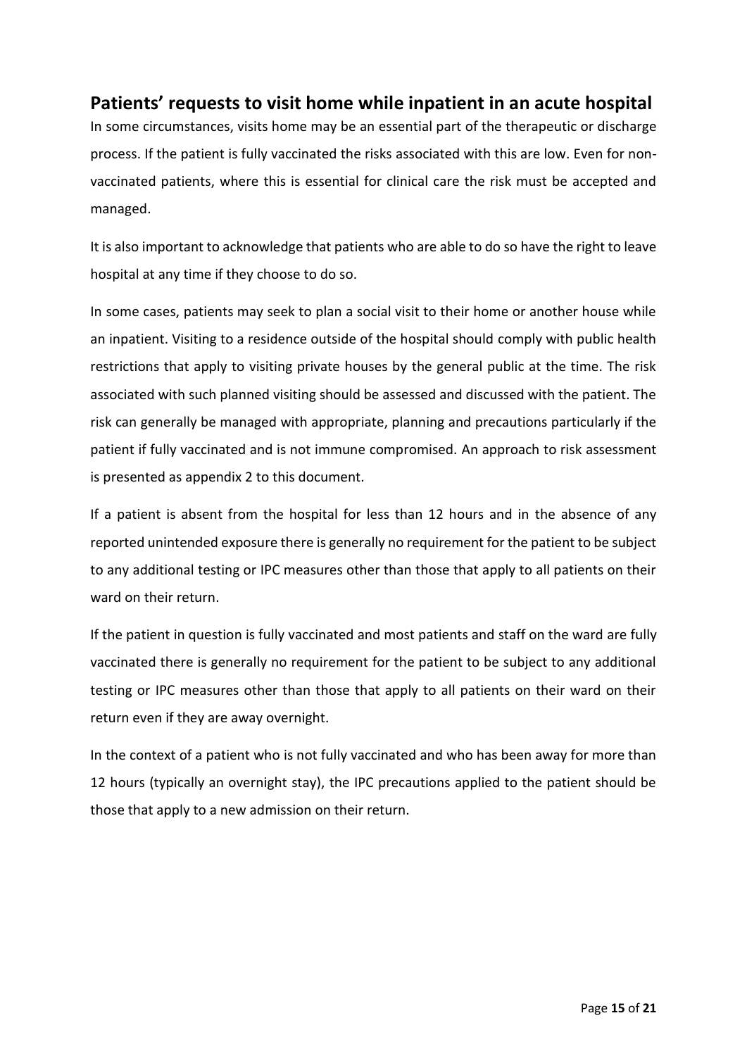## Patients' requests to visit home while inpatient in an acute hospital

In some circumstances, visits home may be an essential part of the therapeutic or discharge process. If the patient is fully vaccinated the risks associated with this are low. Even for non-vaccinated patients, where this is essential for clinical care the risk must be accepted and managed.

It is also important to acknowledge that patients who are able to do so have the right to leave hospital at any time if they choose to do so.

In some cases, patients may seek to plan a social visit to their home or another house while an inpatient. Visiting to a residence outside of the hospital should comply with public health restrictions that apply to visiting private houses by the general public at the time. The risk associated with such planned visiting should be assessed and discussed with the patient. The risk can generally be managed with appropriate, planning and precautions particularly if the patient if fully vaccinated and is not immune compromised. An approach to risk assessment is presented as appendix 2 to this document.

If a patient is absent from the hospital for less than 12 hours and in the absence of any reported unintended exposure there is generally no requirement for the patient to be subject to any additional testing or IPC measures other than those that apply to all patients on their ward on their return.

If the patient in question is fully vaccinated and most patients and staff on the ward are fully vaccinated there is generally no requirement for the patient to be subject to any additional testing or IPC measures other than those that apply to all patients on their ward on their return even if they are away overnight.

In the context of a patient who is not fully vaccinated and who has been away for more than 12 hours (typically an overnight stay), the IPC precautions applied to the patient should be those that apply to a new admission on their return.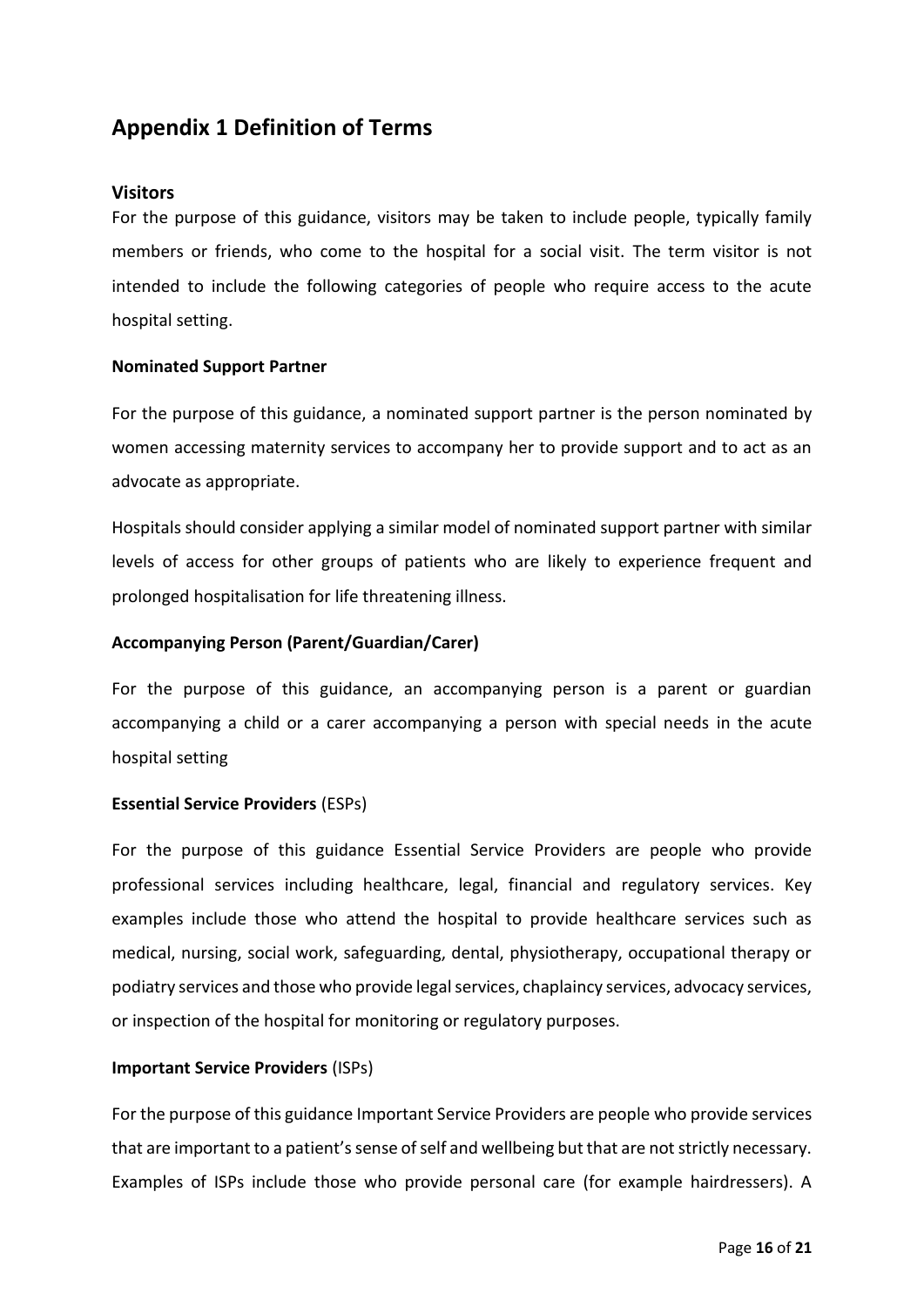## Appendix 1 Definition of Terms

### Visitors

For the purpose of this guidance, visitors may be taken to include people, typically family members or friends, who come to the hospital for a social visit. The term visitor is not intended to include the following categories of people who require access to the acute hospital setting.

**Nominated Support Partner**

For the purpose of this guidance, a nominated support partner is the person nominated by women accessing maternity services to accompany her to provide support and to act as an advocate as appropriate.

Hospitals should consider applying a similar model of nominated support partner with similar levels of access for other groups of patients who are likely to experience frequent and prolonged hospitalisation for life threatening illness.

**Accompanying Person (Parent/Guardian/Carer)**

For the purpose of this guidance, an accompanying person is a parent or guardian accompanying a child or a carer accompanying a person with special needs in the acute hospital setting

**Essential Service Providers** (ESPs)

For the purpose of this guidance Essential Service Providers are people who provide professional services including healthcare, legal, financial and regulatory services. Key examples include those who attend the hospital to provide healthcare services such as medical, nursing, social work, safeguarding, dental, physiotherapy, occupational therapy or podiatry services and those who provide legal services, chaplaincy services, advocacy services, or inspection of the hospital for monitoring or regulatory purposes.

**Important Service Providers** (ISPs)

For the purpose of this guidance Important Service Providers are people who provide services that are important to a patient's sense of self and wellbeing but that are not strictly necessary. Examples of ISPs include those who provide personal care (for example hairdressers). A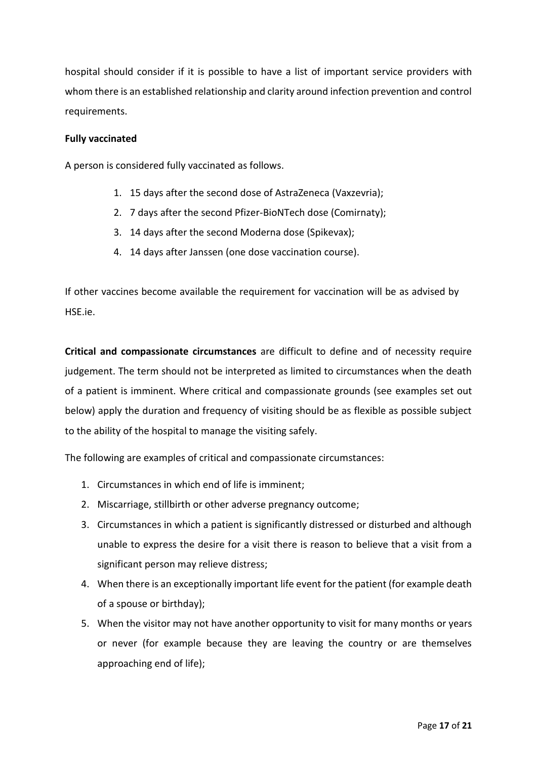hospital should consider if it is possible to have a list of important service providers with whom there is an established relationship and clarity around infection prevention and control requirements.

**Fully vaccinated**

A person is considered fully vaccinated as follows.

1. 15 days after the second dose of AstraZeneca (Vaxzevria);
2. 7 days after the second Pfizer-BioNTech dose (Comirnaty);
3. 14 days after the second Moderna dose (Spikevax);
4. 14 days after Janssen (one dose vaccination course).

If other vaccines become available the requirement for vaccination will be as advised by HSE.ie.

**Critical and compassionate circumstances** are difficult to define and of necessity require judgement. The term should not be interpreted as limited to circumstances when the death of a patient is imminent. Where critical and compassionate grounds (see examples set out below) apply the duration and frequency of visiting should be as flexible as possible subject to the ability of the hospital to manage the visiting safely.

The following are examples of critical and compassionate circumstances:

1. Circumstances in which end of life is imminent;
2. Miscarriage, stillbirth or other adverse pregnancy outcome;
3. Circumstances in which a patient is significantly distressed or disturbed and although unable to express the desire for a visit there is reason to believe that a visit from a significant person may relieve distress;
4. When there is an exceptionally important life event for the patient (for example death of a spouse or birthday);
5. When the visitor may not have another opportunity to visit for many months or years or never (for example because they are leaving the country or are themselves approaching end of life);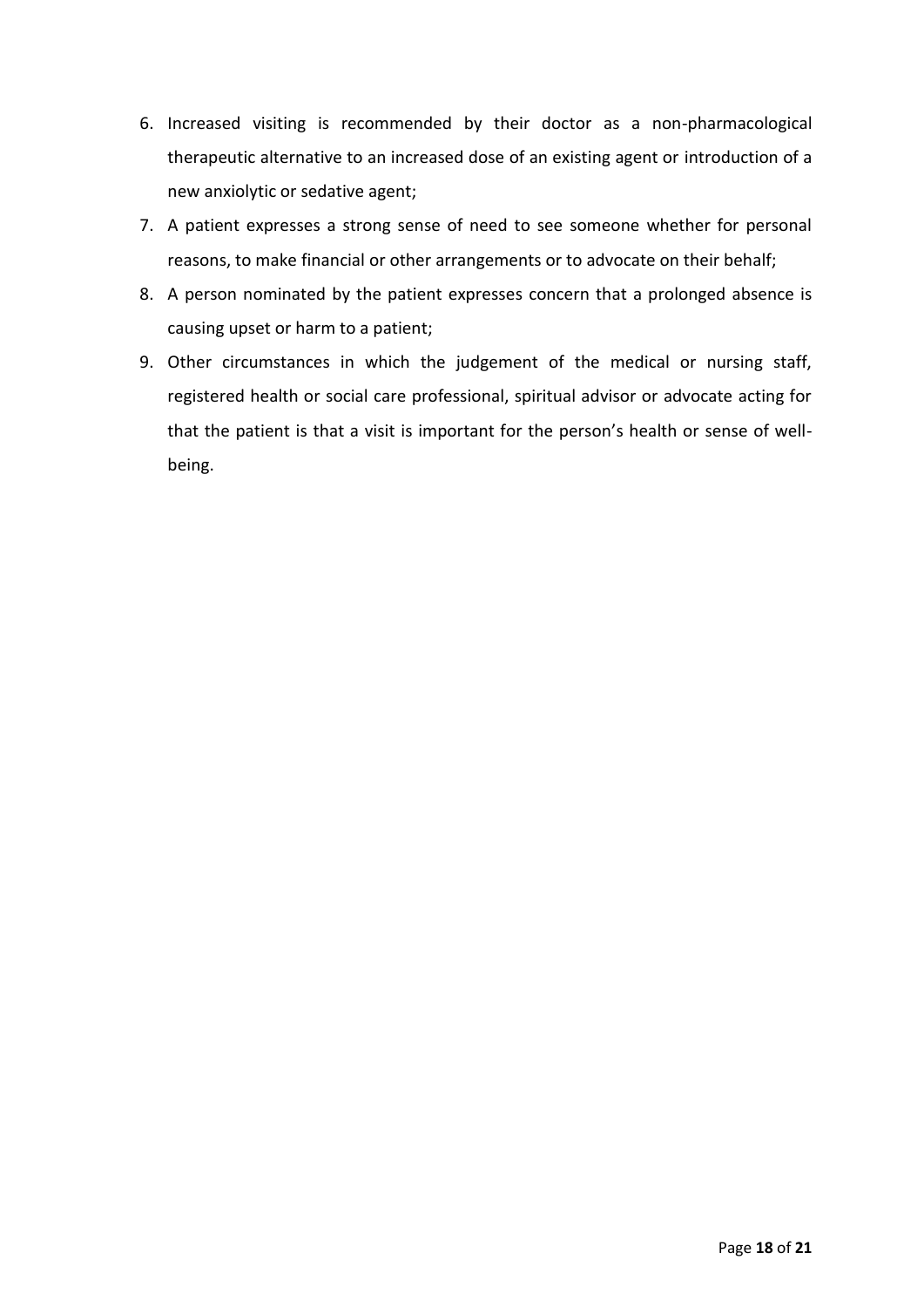6. Increased visiting is recommended by their doctor as a non-pharmacological therapeutic alternative to an increased dose of an existing agent or introduction of a new anxiolytic or sedative agent;
7. A patient expresses a strong sense of need to see someone whether for personal reasons, to make financial or other arrangements or to advocate on their behalf;
8. A person nominated by the patient expresses concern that a prolonged absence is causing upset or harm to a patient;
9. Other circumstances in which the judgement of the medical or nursing staff, registered health or social care professional, spiritual advisor or advocate acting for that the patient is that a visit is important for the person's health or sense of well-being.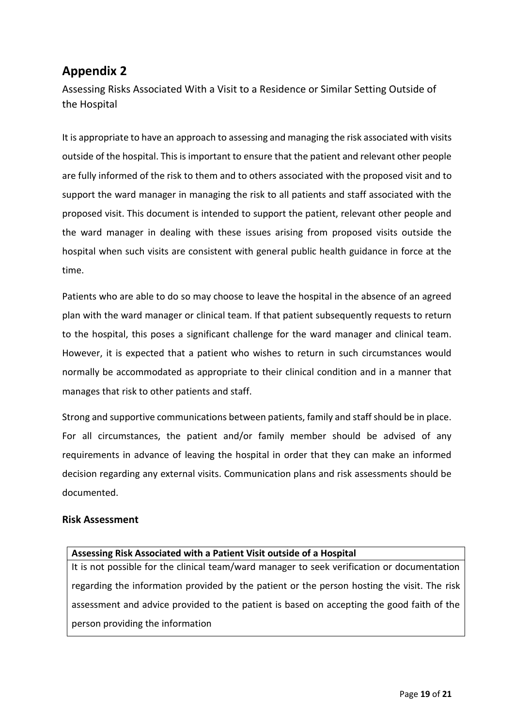# Appendix 2

Assessing Risks Associated With a Visit to a Residence or Similar Setting Outside of the Hospital

It is appropriate to have an approach to assessing and managing the risk associated with visits outside of the hospital. This is important to ensure that the patient and relevant other people are fully informed of the risk to them and to others associated with the proposed visit and to support the ward manager in managing the risk to all patients and staff associated with the proposed visit. This document is intended to support the patient, relevant other people and the ward manager in dealing with these issues arising from proposed visits outside the hospital when such visits are consistent with general public health guidance in force at the time.

Patients who are able to do so may choose to leave the hospital in the absence of an agreed plan with the ward manager or clinical team. If that patient subsequently requests to return to the hospital, this poses a significant challenge for the ward manager and clinical team. However, it is expected that a patient who wishes to return in such circumstances would normally be accommodated as appropriate to their clinical condition and in a manner that manages that risk to other patients and staff.

Strong and supportive communications between patients, family and staff should be in place. For all circumstances, the patient and/or family member should be advised of any requirements in advance of leaving the hospital in order that they can make an informed decision regarding any external visits. Communication plans and risk assessments should be documented.

### Risk Assessment

| **Assessing Risk Associated with a Patient Visit outside of a Hospital** |
| --- |
| It is not possible for the clinical team/ward manager to seek verification or documentation regarding the information provided by the patient or the person hosting the visit. The risk assessment and advice provided to the patient is based on accepting the good faith of the person providing the information |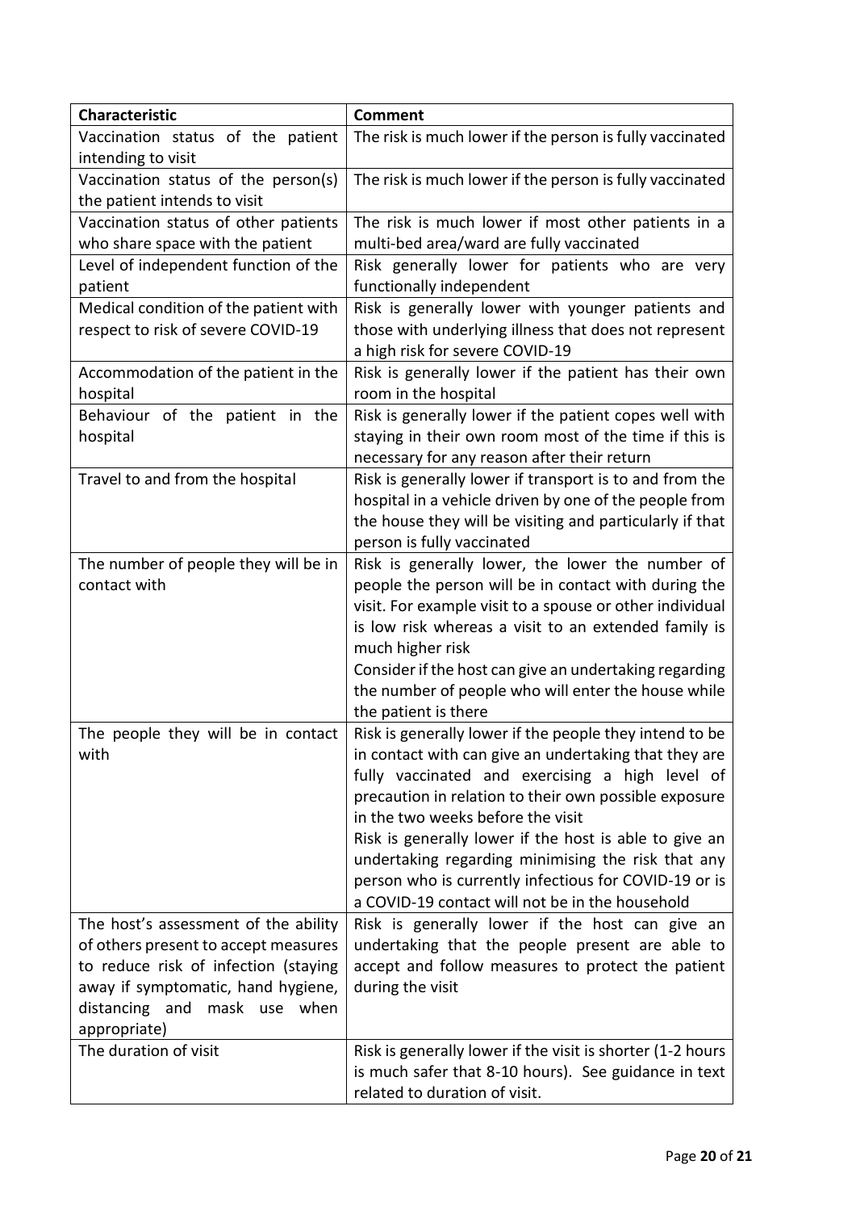| Characteristic | Comment |
|---|---|
| Vaccination status of the patient intending to visit | The risk is much lower if the person is fully vaccinated |
| Vaccination status of the person(s) the patient intends to visit | The risk is much lower if the person is fully vaccinated |
| Vaccination status of other patients who share space with the patient | The risk is much lower if most other patients in a multi-bed area/ward are fully vaccinated |
| Level of independent function of the patient | Risk generally lower for patients who are very functionally independent |
| Medical condition of the patient with respect to risk of severe COVID-19 | Risk is generally lower with younger patients and those with underlying illness that does not represent a high risk for severe COVID-19 |
| Accommodation of the patient in the hospital | Risk is generally lower if the patient has their own room in the hospital |
| Behaviour of the patient in the hospital | Risk is generally lower if the patient copes well with staying in their own room most of the time if this is necessary for any reason after their return |
| Travel to and from the hospital | Risk is generally lower if transport is to and from the hospital in a vehicle driven by one of the people from the house they will be visiting and particularly if that person is fully vaccinated |
| The number of people they will be in contact with | Risk is generally lower, the lower the number of people the person will be in contact with during the visit. For example visit to a spouse or other individual is low risk whereas a visit to an extended family is much higher risk<br>Consider if the host can give an undertaking regarding the number of people who will enter the house while the patient is there |
| The people they will be in contact with | Risk is generally lower if the people they intend to be in contact with can give an undertaking that they are fully vaccinated and exercising a high level of precaution in relation to their own possible exposure in the two weeks before the visit<br>Risk is generally lower if the host is able to give an undertaking regarding minimising the risk that any person who is currently infectious for COVID-19 or is a COVID-19 contact will not be in the household |
| The host's assessment of the ability of others present to accept measures to reduce risk of infection (staying away if symptomatic, hand hygiene, distancing and mask use when appropriate) | Risk is generally lower if the host can give an undertaking that the people present are able to accept and follow measures to protect the patient during the visit |
| The duration of visit | Risk is generally lower if the visit is shorter (1-2 hours is much safer that 8-10 hours). See guidance in text related to duration of visit. |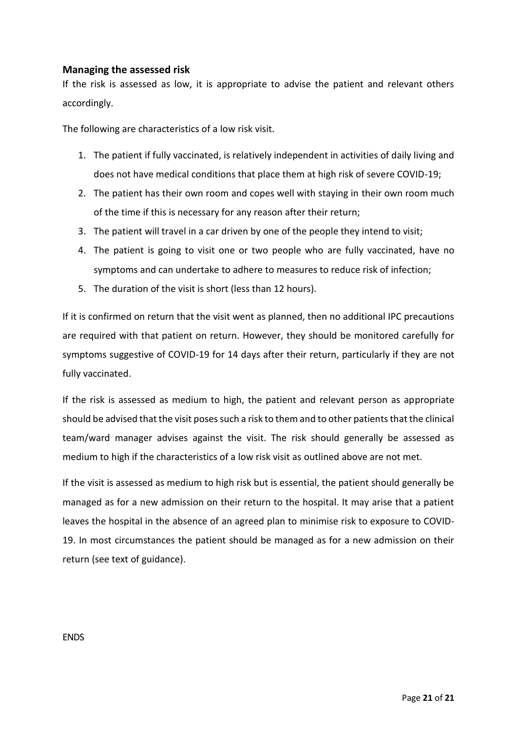### Managing the assessed risk

If the risk is assessed as low, it is appropriate to advise the patient and relevant others accordingly.

The following are characteristics of a low risk visit.

1. The patient if fully vaccinated, is relatively independent in activities of daily living and does not have medical conditions that place them at high risk of severe COVID-19;
2. The patient has their own room and copes well with staying in their own room much of the time if this is necessary for any reason after their return;
3. The patient will travel in a car driven by one of the people they intend to visit;
4. The patient is going to visit one or two people who are fully vaccinated, have no symptoms and can undertake to adhere to measures to reduce risk of infection;
5. The duration of the visit is short (less than 12 hours).

If it is confirmed on return that the visit went as planned, then no additional IPC precautions are required with that patient on return. However, they should be monitored carefully for symptoms suggestive of COVID-19 for 14 days after their return, particularly if they are not fully vaccinated.

If the risk is assessed as medium to high, the patient and relevant person as appropriate should be advised that the visit poses such a risk to them and to other patients that the clinical team/ward manager advises against the visit. The risk should generally be assessed as medium to high if the characteristics of a low risk visit as outlined above are not met.

If the visit is assessed as medium to high risk but is essential, the patient should generally be managed as for a new admission on their return to the hospital. It may arise that a patient leaves the hospital in the absence of an agreed plan to minimise risk to exposure to COVID-19. In most circumstances the patient should be managed as for a new admission on their return (see text of guidance).

ENDS